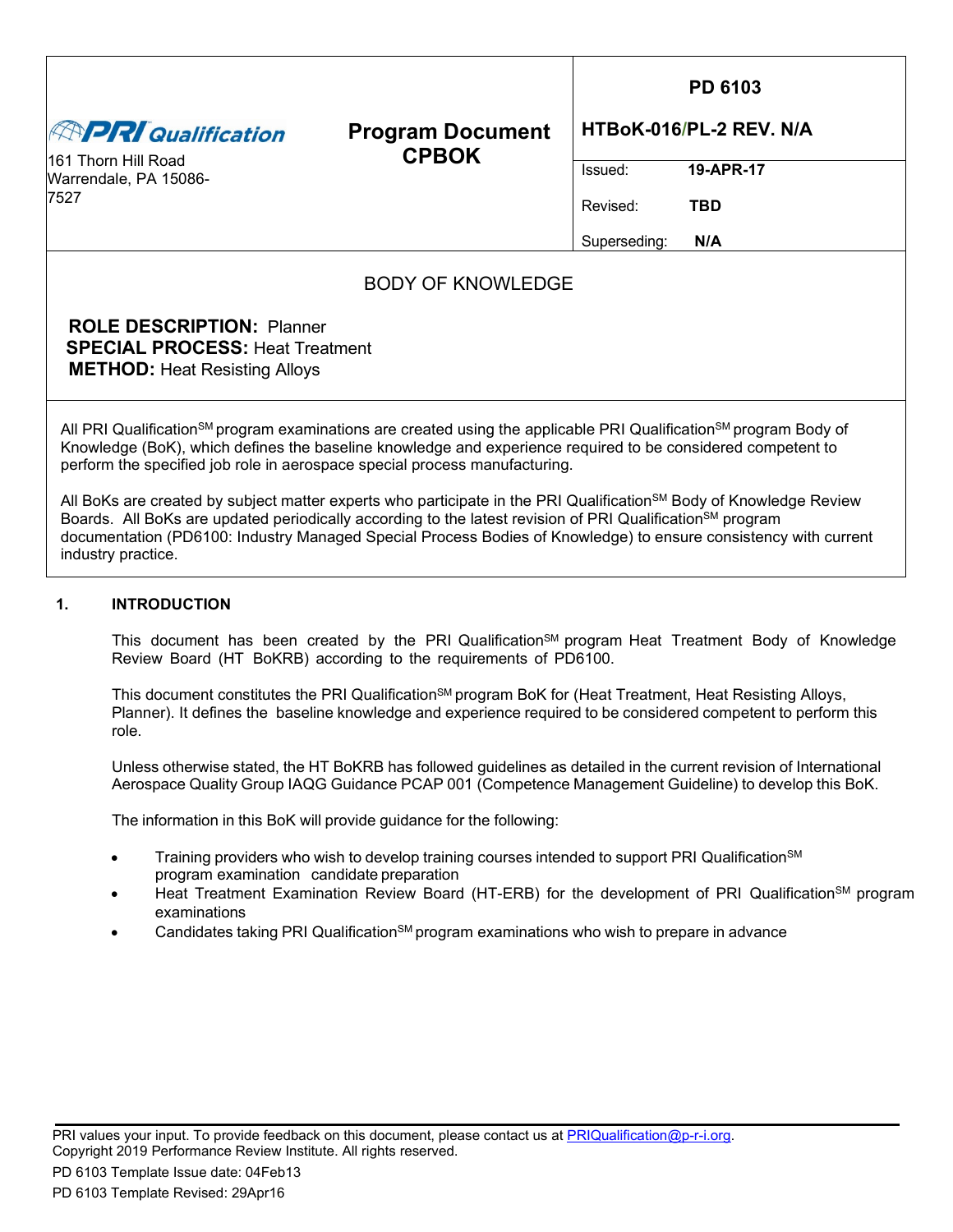| PRI Qualification<br>161 Thorn Hill Road<br>Warrendale, PA 15086-7527 | **Program Document CPBOK** | **PD 6103**<br>**HTBoK-016/PL-2 REV. N/A** |
|---|---|---|
| | | Issued: **19-APR-17** |
| | | Revised: **TBD** |
| | | Superseding: **N/A** |

BODY OF KNOWLEDGE

**ROLE DESCRIPTION:** Planner
**SPECIAL PROCESS:** Heat Treatment
**METHOD:** Heat Resisting Alloys

All PRI Qualification[SM] program examinations are created using the applicable PRI Qualification[SM] program Body of Knowledge (BoK), which defines the baseline knowledge and experience required to be considered competent to perform the specified job role in aerospace special process manufacturing.

All BoKs are created by subject matter experts who participate in the PRI Qualification[SM] Body of Knowledge Review Boards. All BoKs are updated periodically according to the latest revision of PRI Qualification[SM] program documentation (PD6100: Industry Managed Special Process Bodies of Knowledge) to ensure consistency with current industry practice.

## 1. INTRODUCTION

This document has been created by the PRI Qualification[SM] program Heat Treatment Body of Knowledge Review Board (HT BoKRB) according to the requirements of PD6100.

This document constitutes the PRI Qualification[SM] program BoK for (Heat Treatment, Heat Resisting Alloys, Planner). It defines the baseline knowledge and experience required to be considered competent to perform this role.

Unless otherwise stated, the HT BoKRB has followed guidelines as detailed in the current revision of International Aerospace Quality Group IAQG Guidance PCAP 001 (Competence Management Guideline) to develop this BoK.

The information in this BoK will provide guidance for the following:

- Training providers who wish to develop training courses intended to support PRI Qualification[SM] program examination candidate preparation
- Heat Treatment Examination Review Board (HT-ERB) for the development of PRI Qualification[SM] program examinations
- Candidates taking PRI Qualification[SM] program examinations who wish to prepare in advance

PRI values your input. To provide feedback on this document, please contact us at PRIQualification@p-r-i.org.
Copyright 2019 Performance Review Institute. All rights reserved.

PD 6103 Template Issue date: 04Feb13
PD 6103 Template Revised: 29Apr16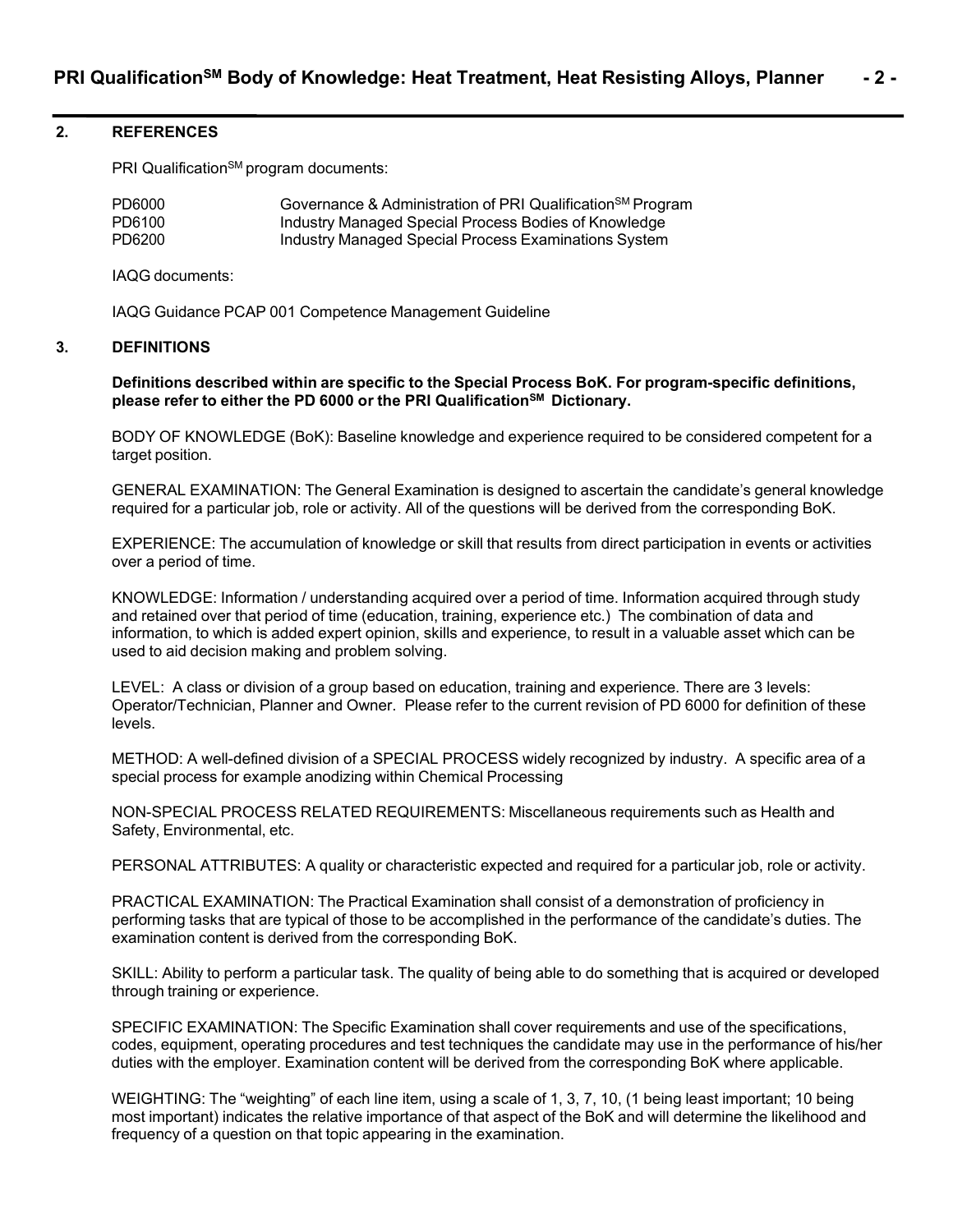## 2. REFERENCES

PRI Qualification[SM] program documents:

| | |
|---|---|
| PD6000 | Governance & Administration of PRI Qualification[SM] Program |
| PD6100 | Industry Managed Special Process Bodies of Knowledge |
| PD6200 | Industry Managed Special Process Examinations System |

IAQG documents:

IAQG Guidance PCAP 001 Competence Management Guideline

## 3. DEFINITIONS

**Definitions described within are specific to the Special Process BoK. For program-specific definitions, please refer to either the PD 6000 or the PRI Qualification[SM] Dictionary.**

BODY OF KNOWLEDGE (BoK): Baseline knowledge and experience required to be considered competent for a target position.

GENERAL EXAMINATION: The General Examination is designed to ascertain the candidate's general knowledge required for a particular job, role or activity. All of the questions will be derived from the corresponding BoK.

EXPERIENCE: The accumulation of knowledge or skill that results from direct participation in events or activities over a period of time.

KNOWLEDGE: Information / understanding acquired over a period of time. Information acquired through study and retained over that period of time (education, training, experience etc.) The combination of data and information, to which is added expert opinion, skills and experience, to result in a valuable asset which can be used to aid decision making and problem solving.

LEVEL: A class or division of a group based on education, training and experience. There are 3 levels: Operator/Technician, Planner and Owner. Please refer to the current revision of PD 6000 for definition of these levels.

METHOD: A well-defined division of a SPECIAL PROCESS widely recognized by industry. A specific area of a special process for example anodizing within Chemical Processing

NON-SPECIAL PROCESS RELATED REQUIREMENTS: Miscellaneous requirements such as Health and Safety, Environmental, etc.

PERSONAL ATTRIBUTES: A quality or characteristic expected and required for a particular job, role or activity.

PRACTICAL EXAMINATION: The Practical Examination shall consist of a demonstration of proficiency in performing tasks that are typical of those to be accomplished in the performance of the candidate's duties. The examination content is derived from the corresponding BoK.

SKILL: Ability to perform a particular task. The quality of being able to do something that is acquired or developed through training or experience.

SPECIFIC EXAMINATION: The Specific Examination shall cover requirements and use of the specifications, codes, equipment, operating procedures and test techniques the candidate may use in the performance of his/her duties with the employer. Examination content will be derived from the corresponding BoK where applicable.

WEIGHTING: The "weighting" of each line item, using a scale of 1, 3, 7, 10, (1 being least important; 10 being most important) indicates the relative importance of that aspect of the BoK and will determine the likelihood and frequency of a question on that topic appearing in the examination.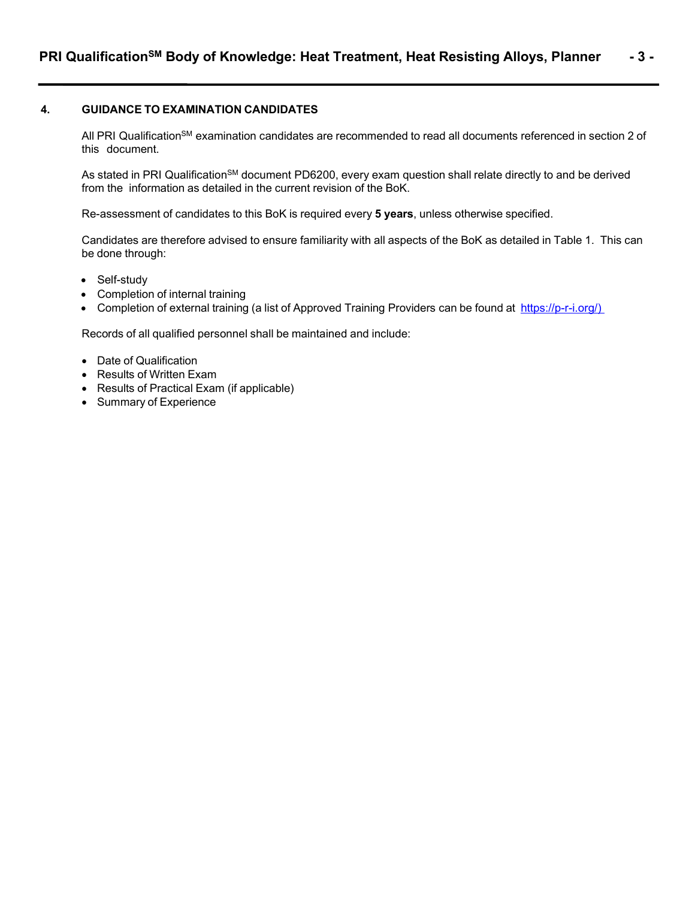## 4. GUIDANCE TO EXAMINATION CANDIDATES

All PRI Qualification[SM] examination candidates are recommended to read all documents referenced in section 2 of this document.

As stated in PRI Qualification[SM] document PD6200, every exam question shall relate directly to and be derived from the information as detailed in the current revision of the BoK.

Re-assessment of candidates to this BoK is required every **5 years**, unless otherwise specified.

Candidates are therefore advised to ensure familiarity with all aspects of the BoK as detailed in Table 1. This can be done through:

- Self-study
- Completion of internal training
- Completion of external training (a list of Approved Training Providers can be found at https://p-r-i.org/)

Records of all qualified personnel shall be maintained and include:

- Date of Qualification
- Results of Written Exam
- Results of Practical Exam (if applicable)
- Summary of Experience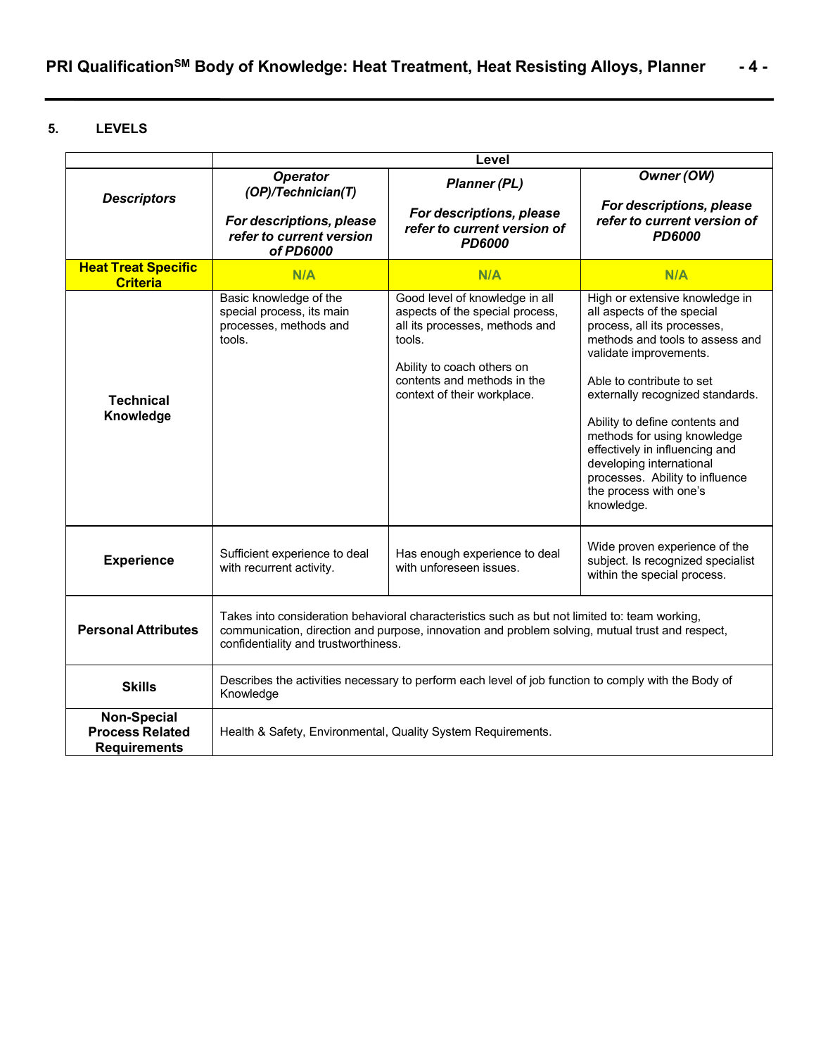## 5. LEVELS

| | Level | | |
|---|---|---|---|
| ***Descriptors*** | ***Operator (OP)/Technician(T)*** <br><br> ***For descriptions, please refer to current version of PD6000*** | ***Planner (PL)*** <br><br> ***For descriptions, please refer to current version of PD6000*** | ***Owner (OW)*** <br><br> ***For descriptions, please refer to current version of PD6000*** |
| **Heat Treat Specific Criteria** | **N/A** | **N/A** | **N/A** |
| **Technical Knowledge** | Basic knowledge of the special process, its main processes, methods and tools. | Good level of knowledge in all aspects of the special process, all its processes, methods and tools. <br><br> Ability to coach others on contents and methods in the context of their workplace. | High or extensive knowledge in all aspects of the special process, all its processes, methods and tools to assess and validate improvements. <br><br> Able to contribute to set externally recognized standards. <br><br> Ability to define contents and methods for using knowledge effectively in influencing and developing international processes. Ability to influence the process with one's knowledge. |
| **Experience** | Sufficient experience to deal with recurrent activity. | Has enough experience to deal with unforeseen issues. | Wide proven experience of the subject. Is recognized specialist within the special process. |
| **Personal Attributes** | Takes into consideration behavioral characteristics such as but not limited to: team working, communication, direction and purpose, innovation and problem solving, mutual trust and respect, confidentiality and trustworthiness. | | |
| **Skills** | Describes the activities necessary to perform each level of job function to comply with the Body of Knowledge | | |
| **Non-Special Process Related Requirements** | Health & Safety, Environmental, Quality System Requirements. | | |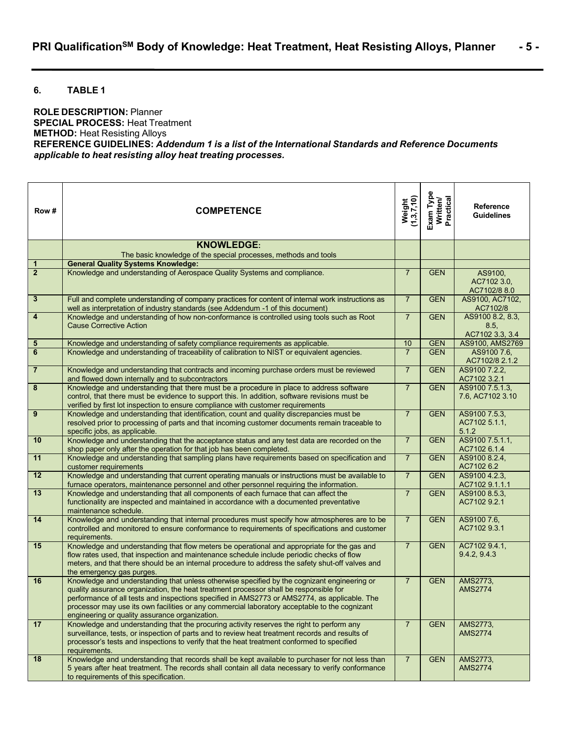## 6. TABLE 1

**ROLE DESCRIPTION:** Planner
**SPECIAL PROCESS:** Heat Treatment
**METHOD:** Heat Resisting Alloys
**REFERENCE GUIDELINES:** ***Addendum 1 is a list of the International Standards and Reference Documents applicable to heat resisting alloy heat treating processes.***

| Row # | COMPETENCE | Weight (1,3,7,10) | Exam Type Written/ Practical | Reference Guidelines |
|---|---|---|---|---|
| | **KNOWLEDGE:** The basic knowledge of the special processes, methods and tools | | | |
| 1 | **General Quality Systems Knowledge:** | | | |
| 2 | Knowledge and understanding of Aerospace Quality Systems and compliance. | 7 | GEN | AS9100, AC7102 3.0, AC7102/8 8.0 |
| 3 | Full and complete understanding of company practices for content of internal work instructions as well as interpretation of industry standards (see Addendum -1 of this document) | 7 | GEN | AS9100, AC7102, AC7102/8 |
| 4 | Knowledge and understanding of how non-conformance is controlled using tools such as Root Cause Corrective Action | 7 | GEN | AS9100 8.2, 8.3, 8.5, AC7102 3.3, 3.4 |
| 5 | Knowledge and understanding of safety compliance requirements as applicable. | 10 | GEN | AS9100, AMS2769 |
| 6 | Knowledge and understanding of traceability of calibration to NIST or equivalent agencies. | 7 | GEN | AS9100 7.6, AC7102/8 2.1.2 |
| 7 | Knowledge and understanding that contracts and incoming purchase orders must be reviewed and flowed down internally and to subcontractors | 7 | GEN | AS9100 7.2.2, AC7102 3.2.1 |
| 8 | Knowledge and understanding that there must be a procedure in place to address software control, that there must be evidence to support this. In addition, software revisions must be verified by first lot inspection to ensure compliance with customer requirements | 7 | GEN | AS9100 7.5.1.3, 7.6, AC7102 3.10 |
| 9 | Knowledge and understanding that identification, count and quality discrepancies must be resolved prior to processing of parts and that incoming customer documents remain traceable to specific jobs, as applicable. | 7 | GEN | AS9100 7.5.3, AC7102 5.1.1, 5.1.2 |
| 10 | Knowledge and understanding that the acceptance status and any test data are recorded on the shop paper only after the operation for that job has been completed. | 7 | GEN | AS9100 7.5.1.1, AC7102 6.1.4 |
| 11 | Knowledge and understanding that sampling plans have requirements based on specification and customer requirements | 7 | GEN | AS9100 8.2.4, AC7102 6.2 |
| 12 | Knowledge and understanding that current operating manuals or instructions must be available to furnace operators, maintenance personnel and other personnel requiring the information. | 7 | GEN | AS9100 4.2.3, AC7102 9.1.1.1 |
| 13 | Knowledge and understanding that all components of each furnace that can affect the functionality are inspected and maintained in accordance with a documented preventative maintenance schedule. | 7 | GEN | AS9100 8.5.3, AC7102 9.2.1 |
| 14 | Knowledge and understanding that internal procedures must specify how atmospheres are to be controlled and monitored to ensure conformance to requirements of specifications and customer requirements. | 7 | GEN | AS9100 7.6, AC7102 9.3.1 |
| 15 | Knowledge and understanding that flow meters be operational and appropriate for the gas and flow rates used, that inspection and maintenance schedule include periodic checks of flow meters, and that there should be an internal procedure to address the safety shut-off valves and the emergency gas purges. | 7 | GEN | AC7102 9.4.1, 9.4.2, 9.4.3 |
| 16 | Knowledge and understanding that unless otherwise specified by the cognizant engineering or quality assurance organization, the heat treatment processor shall be responsible for performance of all tests and inspections specified in AMS2773 or AMS2774, as applicable. The processor may use its own facilities or any commercial laboratory acceptable to the cognizant engineering or quality assurance organization. | 7 | GEN | AMS2773, AMS2774 |
| 17 | Knowledge and understanding that the procuring activity reserves the right to perform any surveillance, tests, or inspection of parts and to review heat treatment records and results of processor's tests and inspections to verify that the heat treatment conformed to specified requirements. | 7 | GEN | AMS2773, AMS2774 |
| 18 | Knowledge and understanding that records shall be kept available to purchaser for not less than 5 years after heat treatment. The records shall contain all data necessary to verify conformance to requirements of this specification. | 7 | GEN | AMS2773, AMS2774 |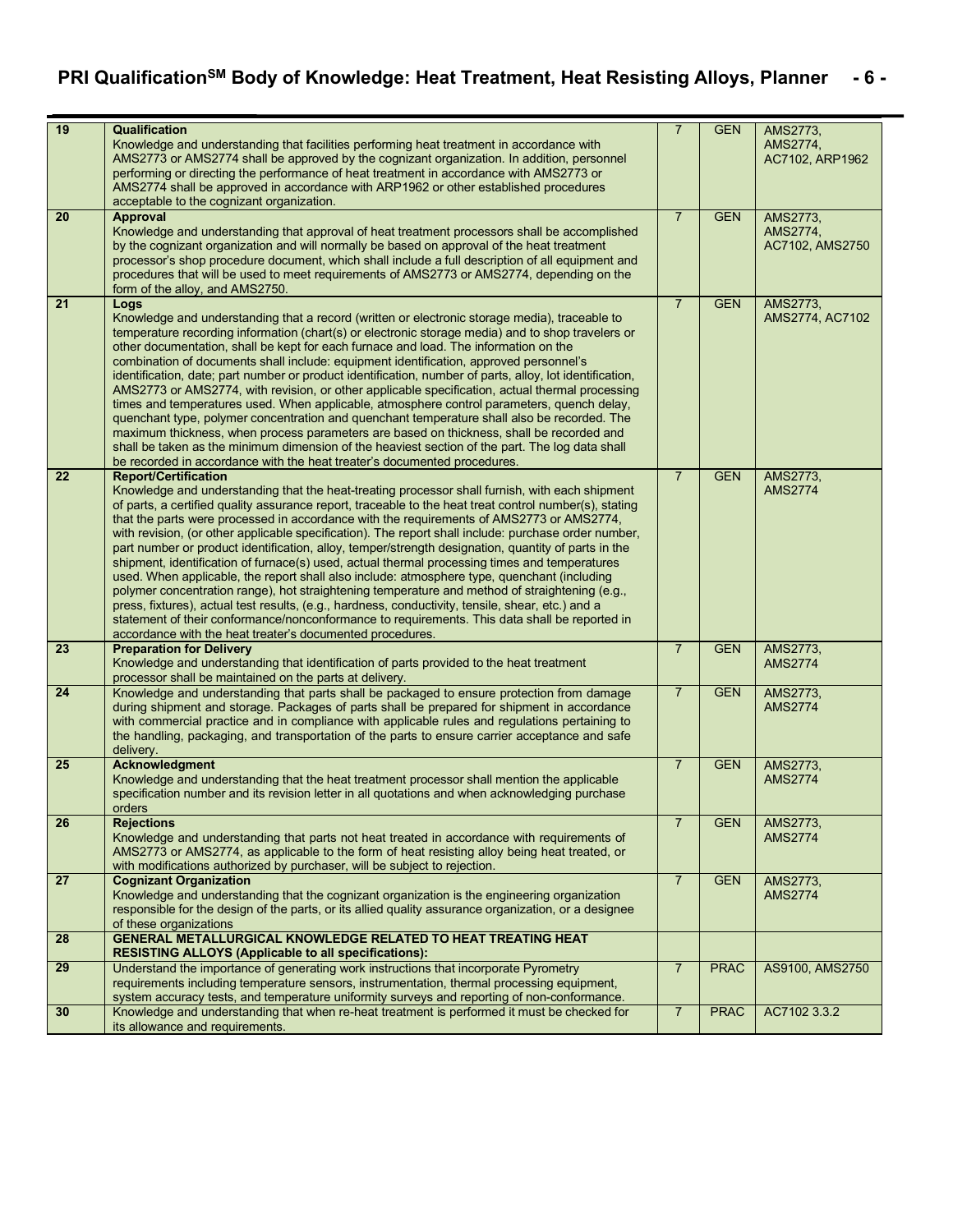| | | | | |
|---|---|---|---|---|
| 19 | **Qualification**<br>Knowledge and understanding that facilities performing heat treatment in accordance with AMS2773 or AMS2774 shall be approved by the cognizant organization. In addition, personnel performing or directing the performance of heat treatment in accordance with AMS2773 or AMS2774 shall be approved in accordance with ARP1962 or other established procedures acceptable to the cognizant organization. | 7 | GEN | AMS2773, AMS2774, AC7102, ARP1962 |
| 20 | **Approval**<br>Knowledge and understanding that approval of heat treatment processors shall be accomplished by the cognizant organization and will normally be based on approval of the heat treatment processor's shop procedure document, which shall include a full description of all equipment and procedures that will be used to meet requirements of AMS2773 or AMS2774, depending on the form of the alloy, and AMS2750. | 7 | GEN | AMS2773, AMS2774, AC7102, AMS2750 |
| 21 | **Logs**<br>Knowledge and understanding that a record (written or electronic storage media), traceable to temperature recording information (chart(s) or electronic storage media) and to shop travelers or other documentation, shall be kept for each furnace and load. The information on the combination of documents shall include: equipment identification, approved personnel's identification, date; part number or product identification, number of parts, alloy, lot identification, AMS2773 or AMS2774, with revision, or other applicable specification, actual thermal processing times and temperatures used. When applicable, atmosphere control parameters, quench delay, quenchant type, polymer concentration and quenchant temperature shall also be recorded. The maximum thickness, when process parameters are based on thickness, shall be recorded and shall be taken as the minimum dimension of the heaviest section of the part. The log data shall be recorded in accordance with the heat treater's documented procedures. | 7 | GEN | AMS2773, AMS2774, AC7102 |
| 22 | **Report/Certification**<br>Knowledge and understanding that the heat-treating processor shall furnish, with each shipment of parts, a certified quality assurance report, traceable to the heat treat control number(s), stating that the parts were processed in accordance with the requirements of AMS2773 or AMS2774, with revision, (or other applicable specification). The report shall include: purchase order number, part number or product identification, alloy, temper/strength designation, quantity of parts in the shipment, identification of furnace(s) used, actual thermal processing times and temperatures used. When applicable, the report shall also include: atmosphere type, quenchant (including polymer concentration range), hot straightening temperature and method of straightening (e.g., press, fixtures), actual test results, (e.g., hardness, conductivity, tensile, shear, etc.) and a statement of their conformance/nonconformance to requirements. This data shall be reported in accordance with the heat treater's documented procedures. | 7 | GEN | AMS2773, AMS2774 |
| 23 | **Preparation for Delivery**<br>Knowledge and understanding that identification of parts provided to the heat treatment processor shall be maintained on the parts at delivery. | 7 | GEN | AMS2773, AMS2774 |
| 24 | Knowledge and understanding that parts shall be packaged to ensure protection from damage during shipment and storage. Packages of parts shall be prepared for shipment in accordance with commercial practice and in compliance with applicable rules and regulations pertaining to the handling, packaging, and transportation of the parts to ensure carrier acceptance and safe delivery. | 7 | GEN | AMS2773, AMS2774 |
| 25 | **Acknowledgment**<br>Knowledge and understanding that the heat treatment processor shall mention the applicable specification number and its revision letter in all quotations and when acknowledging purchase orders | 7 | GEN | AMS2773, AMS2774 |
| 26 | **Rejections**<br>Knowledge and understanding that parts not heat treated in accordance with requirements of AMS2773 or AMS2774, as applicable to the form of heat resisting alloy being heat treated, or with modifications authorized by purchaser, will be subject to rejection. | 7 | GEN | AMS2773, AMS2774 |
| 27 | **Cognizant Organization**<br>Knowledge and understanding that the cognizant organization is the engineering organization responsible for the design of the parts, or its allied quality assurance organization, or a designee of these organizations | 7 | GEN | AMS2773, AMS2774 |
| 28 | **GENERAL METALLURGICAL KNOWLEDGE RELATED TO HEAT TREATING HEAT RESISTING ALLOYS (Applicable to all specifications):** | | | |
| 29 | Understand the importance of generating work instructions that incorporate Pyrometry requirements including temperature sensors, instrumentation, thermal processing equipment, system accuracy tests, and temperature uniformity surveys and reporting of non-conformance. | 7 | PRAC | AS9100, AMS2750 |
| 30 | Knowledge and understanding that when re-heat treatment is performed it must be checked for its allowance and requirements. | 7 | PRAC | AC7102 3.3.2 |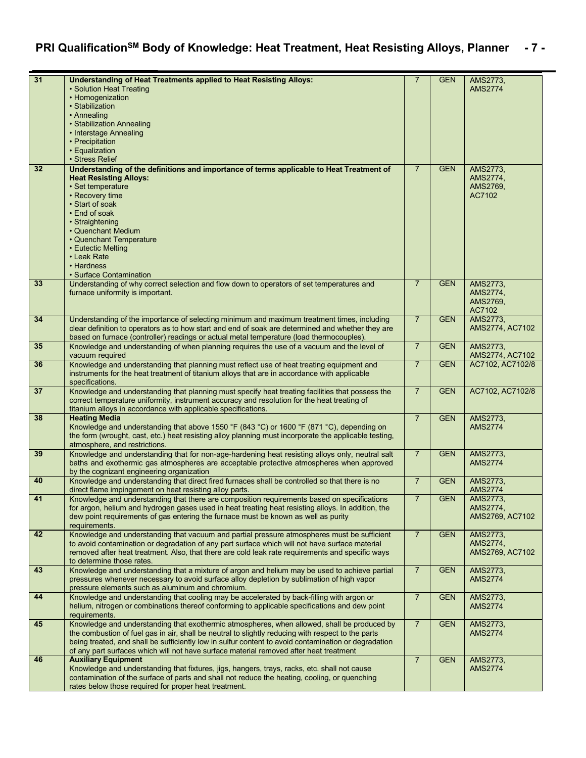| | | | | |
|---|---|---|---|---|
| **31** | **Understanding of Heat Treatments applied to Heat Resisting Alloys:**<br>• Solution Heat Treating<br>• Homogenization<br>• Stabilization<br>• Annealing<br>• Stabilization Annealing<br>• Interstage Annealing<br>• Precipitation<br>• Equalization<br>• Stress Relief | 7 | GEN | AMS2773, AMS2774 |
| **32** | **Understanding of the definitions and importance of terms applicable to Heat Treatment of Heat Resisting Alloys:**<br>• Set temperature<br>• Recovery time<br>• Start of soak<br>• End of soak<br>• Straightening<br>• Quenchant Medium<br>• Quenchant Temperature<br>• Eutectic Melting<br>• Leak Rate<br>• Hardness<br>• Surface Contamination | 7 | GEN | AMS2773, AMS2774, AMS2769, AC7102 |
| **33** | Understanding of why correct selection and flow down to operators of set temperatures and furnace uniformity is important. | 7 | GEN | AMS2773, AMS2774, AMS2769, AC7102 |
| **34** | Understanding of the importance of selecting minimum and maximum treatment times, including clear definition to operators as to how start and end of soak are determined and whether they are based on furnace (controller) readings or actual metal temperature (load thermocouples). | 7 | GEN | AMS2773, AMS2774, AC7102 |
| **35** | Knowledge and understanding of when planning requires the use of a vacuum and the level of vacuum required | 7 | GEN | AMS2773, AMS2774, AC7102 |
| **36** | Knowledge and understanding that planning must reflect use of heat treating equipment and instruments for the heat treatment of titanium alloys that are in accordance with applicable specifications. | 7 | GEN | AC7102, AC7102/8 |
| **37** | Knowledge and understanding that planning must specify heat treating facilities that possess the correct temperature uniformity, instrument accuracy and resolution for the heat treating of titanium alloys in accordance with applicable specifications. | 7 | GEN | AC7102, AC7102/8 |
| **38** | **Heating Media**<br>Knowledge and understanding that above 1550 °F (843 °C) or 1600 °F (871 °C), depending on the form (wrought, cast, etc.) heat resisting alloy planning must incorporate the applicable testing, atmosphere, and restrictions. | 7 | GEN | AMS2773, AMS2774 |
| **39** | Knowledge and understanding that for non-age-hardening heat resisting alloys only, neutral salt baths and exothermic gas atmospheres are acceptable protective atmospheres when approved by the cognizant engineering organization | 7 | GEN | AMS2773, AMS2774 |
| **40** | Knowledge and understanding that direct fired furnaces shall be controlled so that there is no direct flame impingement on heat resisting alloy parts. | 7 | GEN | AMS2773, AMS2774 |
| **41** | Knowledge and understanding that there are composition requirements based on specifications for argon, helium and hydrogen gases used in heat treating heat resisting alloys. In addition, the dew point requirements of gas entering the furnace must be known as well as purity requirements. | 7 | GEN | AMS2773, AMS2774, AMS2769, AC7102 |
| **42** | Knowledge and understanding that vacuum and partial pressure atmospheres must be sufficient to avoid contamination or degradation of any part surface which will not have surface material removed after heat treatment. Also, that there are cold leak rate requirements and specific ways to determine those rates. | 7 | GEN | AMS2773, AMS2774, AMS2769, AC7102 |
| **43** | Knowledge and understanding that a mixture of argon and helium may be used to achieve partial pressures whenever necessary to avoid surface alloy depletion by sublimation of high vapor pressure elements such as aluminum and chromium. | 7 | GEN | AMS2773, AMS2774 |
| **44** | Knowledge and understanding that cooling may be accelerated by back-filling with argon or helium, nitrogen or combinations thereof conforming to applicable specifications and dew point requirements. | 7 | GEN | AMS2773, AMS2774 |
| **45** | Knowledge and understanding that exothermic atmospheres, when allowed, shall be produced by the combustion of fuel gas in air, shall be neutral to slightly reducing with respect to the parts being treated, and shall be sufficiently low in sulfur content to avoid contamination or degradation of any part surfaces which will not have surface material removed after heat treatment | 7 | GEN | AMS2773, AMS2774 |
| **46** | **Auxiliary Equipment**<br>Knowledge and understanding that fixtures, jigs, hangers, trays, racks, etc. shall not cause contamination of the surface of parts and shall not reduce the heating, cooling, or quenching rates below those required for proper heat treatment. | 7 | GEN | AMS2773, AMS2774 |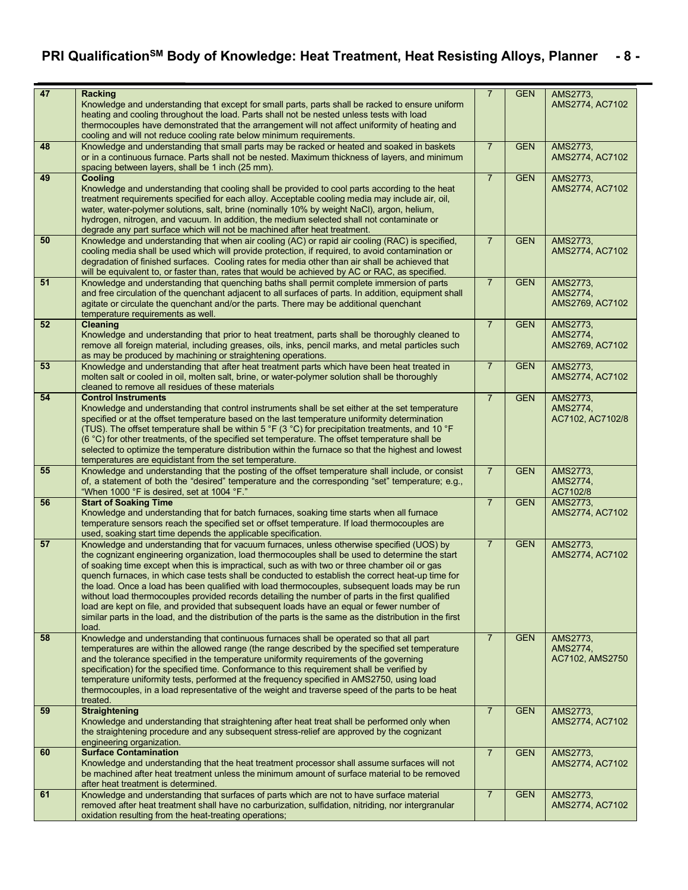| | | | | |
|---|---|---|---|---|
| 47 | **Racking**<br>Knowledge and understanding that except for small parts, parts shall be racked to ensure uniform heating and cooling throughout the load. Parts shall not be nested unless tests with load thermocouples have demonstrated that the arrangement will not affect uniformity of heating and cooling and will not reduce cooling rate below minimum requirements. | 7 | GEN | AMS2773, AMS2774, AC7102 |
| 48 | Knowledge and understanding that small parts may be racked or heated and soaked in baskets or in a continuous furnace. Parts shall not be nested. Maximum thickness of layers, and minimum spacing between layers, shall be 1 inch (25 mm). | 7 | GEN | AMS2773, AMS2774, AC7102 |
| 49 | **Cooling**<br>Knowledge and understanding that cooling shall be provided to cool parts according to the heat treatment requirements specified for each alloy. Acceptable cooling media may include air, oil, water, water-polymer solutions, salt, brine (nominally 10% by weight NaCl), argon, helium, hydrogen, nitrogen, and vacuum. In addition, the medium selected shall not contaminate or degrade any part surface which will not be machined after heat treatment. | 7 | GEN | AMS2773, AMS2774, AC7102 |
| 50 | Knowledge and understanding that when air cooling (AC) or rapid air cooling (RAC) is specified, cooling media shall be used which will provide protection, if required, to avoid contamination or degradation of finished surfaces. Cooling rates for media other than air shall be achieved that will be equivalent to, or faster than, rates that would be achieved by AC or RAC, as specified. | 7 | GEN | AMS2773, AMS2774, AC7102 |
| 51 | Knowledge and understanding that quenching baths shall permit complete immersion of parts and free circulation of the quenchant adjacent to all surfaces of parts. In addition, equipment shall agitate or circulate the quenchant and/or the parts. There may be additional quenchant temperature requirements as well. | 7 | GEN | AMS2773, AMS2774, AMS2769, AC7102 |
| 52 | **Cleaning**<br>Knowledge and understanding that prior to heat treatment, parts shall be thoroughly cleaned to remove all foreign material, including greases, oils, inks, pencil marks, and metal particles such as may be produced by machining or straightening operations. | 7 | GEN | AMS2773, AMS2774, AMS2769, AC7102 |
| 53 | Knowledge and understanding that after heat treatment parts which have been heat treated in molten salt or cooled in oil, molten salt, brine, or water-polymer solution shall be thoroughly cleaned to remove all residues of these materials | 7 | GEN | AMS2773, AMS2774, AC7102 |
| 54 | **Control Instruments**<br>Knowledge and understanding that control instruments shall be set either at the set temperature specified or at the offset temperature based on the last temperature uniformity determination (TUS). The offset temperature shall be within 5 °F (3 °C) for precipitation treatments, and 10 °F (6 °C) for other treatments, of the specified set temperature. The offset temperature shall be selected to optimize the temperature distribution within the furnace so that the highest and lowest temperatures are equidistant from the set temperature. | 7 | GEN | AMS2773, AMS2774, AC7102, AC7102/8 |
| 55 | Knowledge and understanding that the posting of the offset temperature shall include, or consist of, a statement of both the "desired" temperature and the corresponding "set" temperature; e.g., "When 1000 °F is desired, set at 1004 °F." | 7 | GEN | AMS2773, AMS2774, AC7102/8 |
| 56 | **Start of Soaking Time**<br>Knowledge and understanding that for batch furnaces, soaking time starts when all furnace temperature sensors reach the specified set or offset temperature. If load thermocouples are used, soaking start time depends the applicable specification. | 7 | GEN | AMS2773, AMS2774, AC7102 |
| 57 | Knowledge and understanding that for vacuum furnaces, unless otherwise specified (UOS) by the cognizant engineering organization, load thermocouples shall be used to determine the start of soaking time except when this is impractical, such as with two or three chamber oil or gas quench furnaces, in which case tests shall be conducted to establish the correct heat-up time for the load. Once a load has been qualified with load thermocouples, subsequent loads may be run without load thermocouples provided records detailing the number of parts in the first qualified load are kept on file, and provided that subsequent loads have an equal or fewer number of similar parts in the load, and the distribution of the parts is the same as the distribution in the first load. | 7 | GEN | AMS2773, AMS2774, AC7102 |
| 58 | Knowledge and understanding that continuous furnaces shall be operated so that all part temperatures are within the allowed range (the range described by the specified set temperature and the tolerance specified in the temperature uniformity requirements of the governing specification) for the specified time. Conformance to this requirement shall be verified by temperature uniformity tests, performed at the frequency specified in AMS2750, using load thermocouples, in a load representative of the weight and traverse speed of the parts to be heat treated. | 7 | GEN | AMS2773, AMS2774, AC7102, AMS2750 |
| 59 | **Straightening**<br>Knowledge and understanding that straightening after heat treat shall be performed only when the straightening procedure and any subsequent stress-relief are approved by the cognizant engineering organization. | 7 | GEN | AMS2773, AMS2774, AC7102 |
| 60 | **Surface Contamination**<br>Knowledge and understanding that the heat treatment processor shall assume surfaces will not be machined after heat treatment unless the minimum amount of surface material to be removed after heat treatment is determined. | 7 | GEN | AMS2773, AMS2774, AC7102 |
| 61 | Knowledge and understanding that surfaces of parts which are not to have surface material removed after heat treatment shall have no carburization, sulfidation, nitriding, nor intergranular oxidation resulting from the heat-treating operations; | 7 | GEN | AMS2773, AMS2774, AC7102 |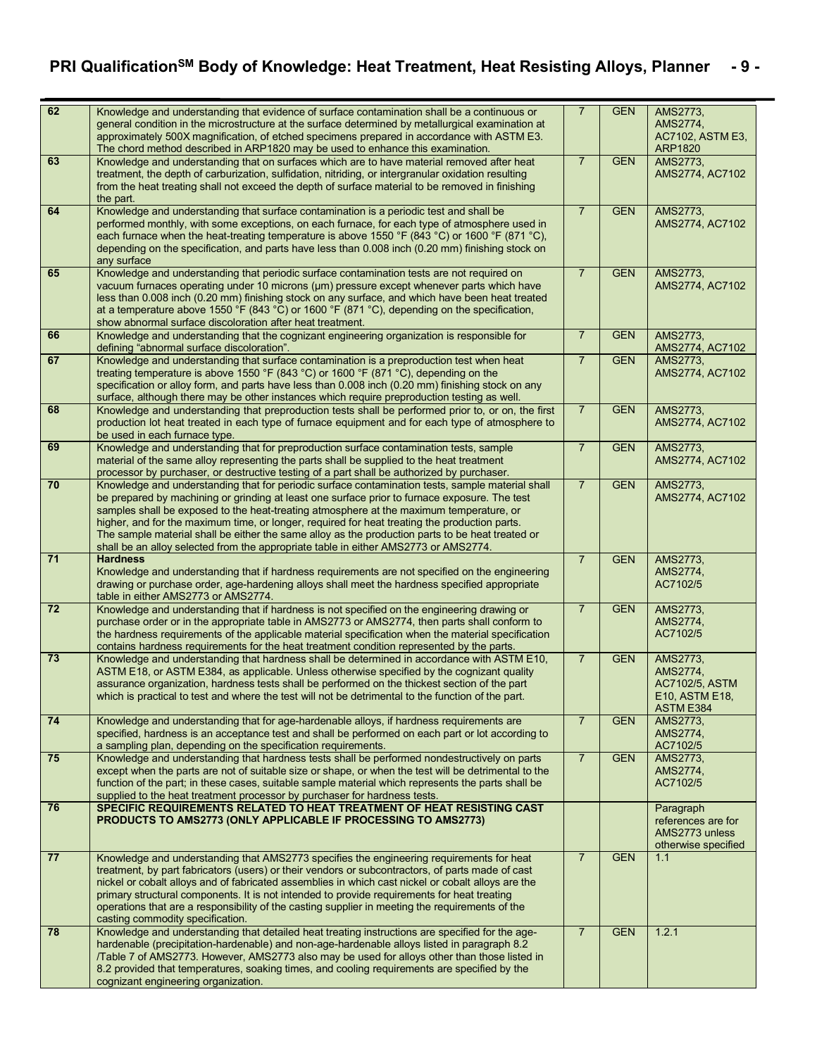| | | | | |
|---|---|---|---|---|
| **62** | Knowledge and understanding that evidence of surface contamination shall be a continuous or general condition in the microstructure at the surface determined by metallurgical examination at approximately 500X magnification, of etched specimens prepared in accordance with ASTM E3. The chord method described in ARP1820 may be used to enhance this examination. | 7 | GEN | AMS2773, AMS2774, AC7102, ASTM E3, ARP1820 |
| **63** | Knowledge and understanding that on surfaces which are to have material removed after heat treatment, the depth of carburization, sulfidation, nitriding, or intergranular oxidation resulting from the heat treating shall not exceed the depth of surface material to be removed in finishing the part. | 7 | GEN | AMS2773, AMS2774, AC7102 |
| **64** | Knowledge and understanding that surface contamination is a periodic test and shall be performed monthly, with some exceptions, on each furnace, for each type of atmosphere used in each furnace when the heat-treating temperature is above 1550 °F (843 °C) or 1600 °F (871 °C), depending on the specification, and parts have less than 0.008 inch (0.20 mm) finishing stock on any surface | 7 | GEN | AMS2773, AMS2774, AC7102 |
| **65** | Knowledge and understanding that periodic surface contamination tests are not required on vacuum furnaces operating under 10 microns (µm) pressure except whenever parts which have less than 0.008 inch (0.20 mm) finishing stock on any surface, and which have been heat treated at a temperature above 1550 °F (843 °C) or 1600 °F (871 °C), depending on the specification, show abnormal surface discoloration after heat treatment. | 7 | GEN | AMS2773, AMS2774, AC7102 |
| **66** | Knowledge and understanding that the cognizant engineering organization is responsible for defining "abnormal surface discoloration". | 7 | GEN | AMS2773, AMS2774, AC7102 |
| **67** | Knowledge and understanding that surface contamination is a preproduction test when heat treating temperature is above 1550 °F (843 °C) or 1600 °F (871 °C), depending on the specification or alloy form, and parts have less than 0.008 inch (0.20 mm) finishing stock on any surface, although there may be other instances which require preproduction testing as well. | 7 | GEN | AMS2773, AMS2774, AC7102 |
| **68** | Knowledge and understanding that preproduction tests shall be performed prior to, or on, the first production lot heat treated in each type of furnace equipment and for each type of atmosphere to be used in each furnace type. | 7 | GEN | AMS2773, AMS2774, AC7102 |
| **69** | Knowledge and understanding that for preproduction surface contamination tests, sample material of the same alloy representing the parts shall be supplied to the heat treatment processor by purchaser, or destructive testing of a part shall be authorized by purchaser. | 7 | GEN | AMS2773, AMS2774, AC7102 |
| **70** | Knowledge and understanding that for periodic surface contamination tests, sample material shall be prepared by machining or grinding at least one surface prior to furnace exposure. The test samples shall be exposed to the heat-treating atmosphere at the maximum temperature, or higher, and for the maximum time, or longer, required for heat treating the production parts. The sample material shall be either the same alloy as the production parts to be heat treated or shall be an alloy selected from the appropriate table in either AMS2773 or AMS2774. | 7 | GEN | AMS2773, AMS2774, AC7102 |
| **71** | **Hardness**<br>Knowledge and understanding that if hardness requirements are not specified on the engineering drawing or purchase order, age-hardening alloys shall meet the hardness specified appropriate table in either AMS2773 or AMS2774. | 7 | GEN | AMS2773, AMS2774, AC7102/5 |
| **72** | Knowledge and understanding that if hardness is not specified on the engineering drawing or purchase order or in the appropriate table in AMS2773 or AMS2774, then parts shall conform to the hardness requirements of the applicable material specification when the material specification contains hardness requirements for the heat treatment condition represented by the parts. | 7 | GEN | AMS2773, AMS2774, AC7102/5 |
| **73** | Knowledge and understanding that hardness shall be determined in accordance with ASTM E10, ASTM E18, or ASTM E384, as applicable. Unless otherwise specified by the cognizant quality assurance organization, hardness tests shall be performed on the thickest section of the part which is practical to test and where the test will not be detrimental to the function of the part. | 7 | GEN | AMS2773, AMS2774, AC7102/5, ASTM E10, ASTM E18, ASTM E384 |
| **74** | Knowledge and understanding that for age-hardenable alloys, if hardness requirements are specified, hardness is an acceptance test and shall be performed on each part or lot according to a sampling plan, depending on the specification requirements. | 7 | GEN | AMS2773, AMS2774, AC7102/5 |
| **75** | Knowledge and understanding that hardness tests shall be performed nondestructively on parts except when the parts are not of suitable size or shape, or when the test will be detrimental to the function of the part; in these cases, suitable sample material which represents the parts shall be supplied to the heat treatment processor by purchaser for hardness tests. | 7 | GEN | AMS2773, AMS2774, AC7102/5 |
| **76** | **SPECIFIC REQUIREMENTS RELATED TO HEAT TREATMENT OF HEAT RESISTING CAST PRODUCTS TO AMS2773 (ONLY APPLICABLE IF PROCESSING TO AMS2773)** | | | Paragraph references are for AMS2773 unless otherwise specified |
| **77** | Knowledge and understanding that AMS2773 specifies the engineering requirements for heat treatment, by part fabricators (users) or their vendors or subcontractors, of parts made of cast nickel or cobalt alloys and of fabricated assemblies in which cast nickel or cobalt alloys are the primary structural components. It is not intended to provide requirements for heat treating operations that are a responsibility of the casting supplier in meeting the requirements of the casting commodity specification. | 7 | GEN | 1.1 |
| **78** | Knowledge and understanding that detailed heat treating instructions are specified for the age-hardenable (precipitation-hardenable) and non-age-hardenable alloys listed in paragraph 8.2 /Table 7 of AMS2773. However, AMS2773 also may be used for alloys other than those listed in 8.2 provided that temperatures, soaking times, and cooling requirements are specified by the cognizant engineering organization. | 7 | GEN | 1.2.1 |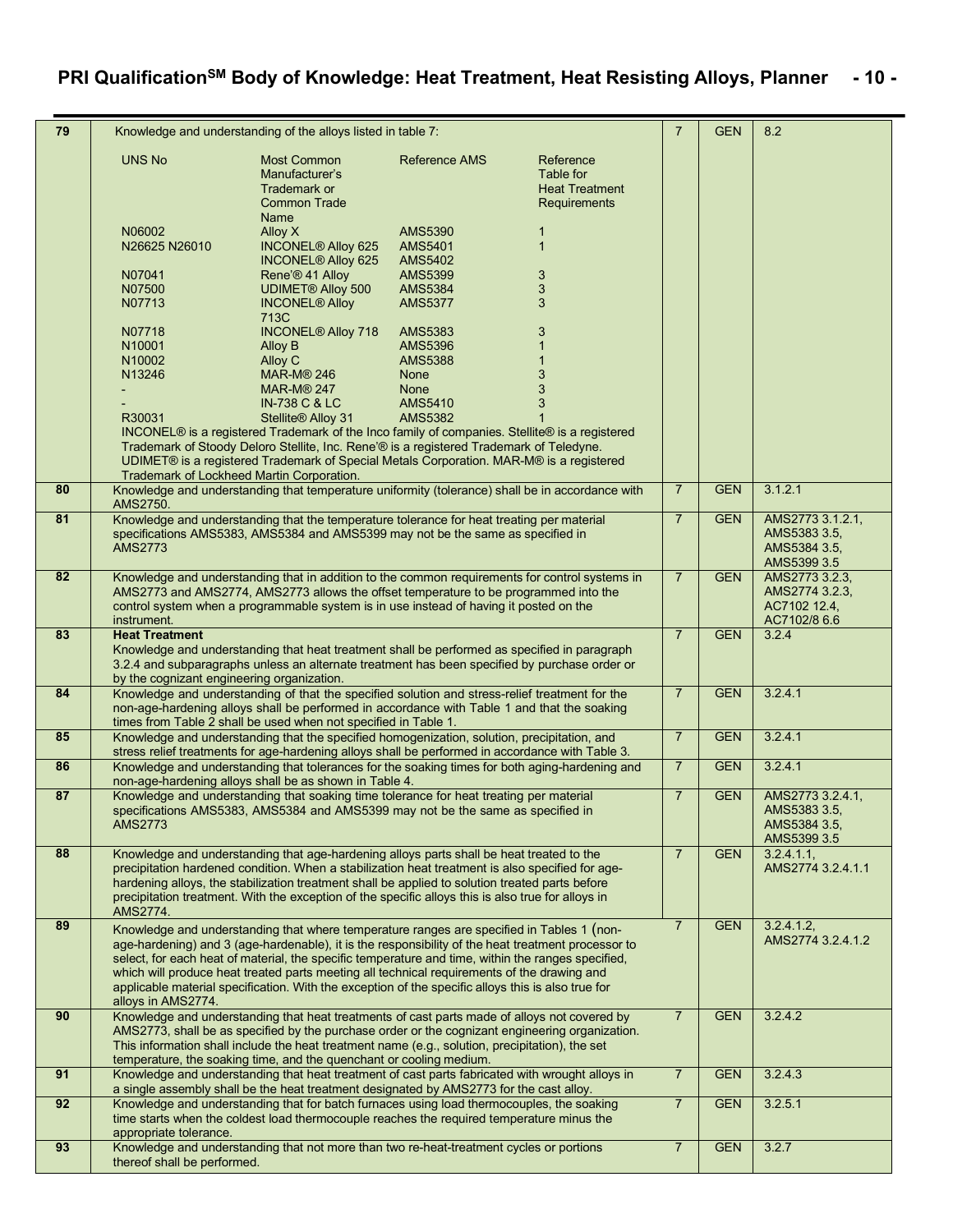| | | | | |
|---|---|---|---|---|
| 79 | Knowledge and understanding of the alloys listed in table 7:<br><br>UNS No / Most Common Manufacturer's Trademark or Common Trade Name / Reference AMS / Reference Table for Heat Treatment Requirements<br>N06002 / Alloy X / AMS5390 / 1<br>N26625 N26010 / INCONEL® Alloy 625, INCONEL® Alloy 625 / AMS5401, AMS5402 / 1<br>N07041 / Rene'® 41 Alloy / AMS5399 / 3<br>N07500 / UDIMET® Alloy 500 / AMS5384 / 3<br>N07713 / INCONEL® Alloy 713C / AMS5377 / 3<br>N07718 / INCONEL® Alloy 718 / AMS5383 / 3<br>N10001 / Alloy B / AMS5396 / 1<br>N10002 / Alloy C / AMS5388 / 1<br>N13246 / MAR-M® 246 / None / 3<br>- / MAR-M® 247 / None / 3<br>- / IN-738 C & LC / AMS5410 / 3<br>R30031 / Stellite® Alloy 31 / AMS5382 / 1<br><br>INCONEL® is a registered Trademark of the Inco family of companies. Stellite® is a registered Trademark of Stoody Deloro Stellite, Inc. Rene'® is a registered Trademark of Teledyne. UDIMET® is a registered Trademark of Special Metals Corporation. MAR-M® is a registered Trademark of Lockheed Martin Corporation. | 7 | GEN | 8.2 |
| 80 | Knowledge and understanding that temperature uniformity (tolerance) shall be in accordance with AMS2750. | 7 | GEN | 3.1.2.1 |
| 81 | Knowledge and understanding that the temperature tolerance for heat treating per material specifications AMS5383, AMS5384 and AMS5399 may not be the same as specified in AMS2773 | 7 | GEN | AMS2773 3.1.2.1, AMS5383 3.5, AMS5384 3.5, AMS5399 3.5 |
| 82 | Knowledge and understanding that in addition to the common requirements for control systems in AMS2773 and AMS2774, AMS2773 allows the offset temperature to be programmed into the control system when a programmable system is in use instead of having it posted on the instrument. | 7 | GEN | AMS2773 3.2.3, AMS2774 3.2.3, AC7102 12.4, AC7102/8 6.6 |
| 83 | **Heat Treatment**<br>Knowledge and understanding that heat treatment shall be performed as specified in paragraph 3.2.4 and subparagraphs unless an alternate treatment has been specified by purchase order or by the cognizant engineering organization. | 7 | GEN | 3.2.4 |
| 84 | Knowledge and understanding of that the specified solution and stress-relief treatment for the non-age-hardening alloys shall be performed in accordance with Table 1 and that the soaking times from Table 2 shall be used when not specified in Table 1. | 7 | GEN | 3.2.4.1 |
| 85 | Knowledge and understanding that the specified homogenization, solution, precipitation, and stress relief treatments for age-hardening alloys shall be performed in accordance with Table 3. | 7 | GEN | 3.2.4.1 |
| 86 | Knowledge and understanding that tolerances for the soaking times for both aging-hardening and non-age-hardening alloys shall be as shown in Table 4. | 7 | GEN | 3.2.4.1 |
| 87 | Knowledge and understanding that soaking time tolerance for heat treating per material specifications AMS5383, AMS5384 and AMS5399 may not be the same as specified in AMS2773 | 7 | GEN | AMS2773 3.2.4.1, AMS5383 3.5, AMS5384 3.5, AMS5399 3.5 |
| 88 | Knowledge and understanding that age-hardening alloys parts shall be heat treated to the precipitation hardened condition. When a stabilization heat treatment is also specified for age-hardening alloys, the stabilization treatment shall be applied to solution treated parts before precipitation treatment. With the exception of the specific alloys this is also true for alloys in AMS2774. | 7 | GEN | 3.2.4.1.1, AMS2774 3.2.4.1.1 |
| 89 | Knowledge and understanding that where temperature ranges are specified in Tables 1 (non-age-hardening) and 3 (age-hardenable), it is the responsibility of the heat treatment processor to select, for each heat of material, the specific temperature and time, within the ranges specified, which will produce heat treated parts meeting all technical requirements of the drawing and applicable material specification. With the exception of the specific alloys this is also true for alloys in AMS2774. | 7 | GEN | 3.2.4.1.2, AMS2774 3.2.4.1.2 |
| 90 | Knowledge and understanding that heat treatments of cast parts made of alloys not covered by AMS2773, shall be as specified by the purchase order or the cognizant engineering organization. This information shall include the heat treatment name (e.g., solution, precipitation), the set temperature, the soaking time, and the quenchant or cooling medium. | 7 | GEN | 3.2.4.2 |
| 91 | Knowledge and understanding that heat treatment of cast parts fabricated with wrought alloys in a single assembly shall be the heat treatment designated by AMS2773 for the cast alloy. | 7 | GEN | 3.2.4.3 |
| 92 | Knowledge and understanding that for batch furnaces using load thermocouples, the soaking time starts when the coldest load thermocouple reaches the required temperature minus the appropriate tolerance. | 7 | GEN | 3.2.5.1 |
| 93 | Knowledge and understanding that not more than two re-heat-treatment cycles or portions thereof shall be performed. | 7 | GEN | 3.2.7 |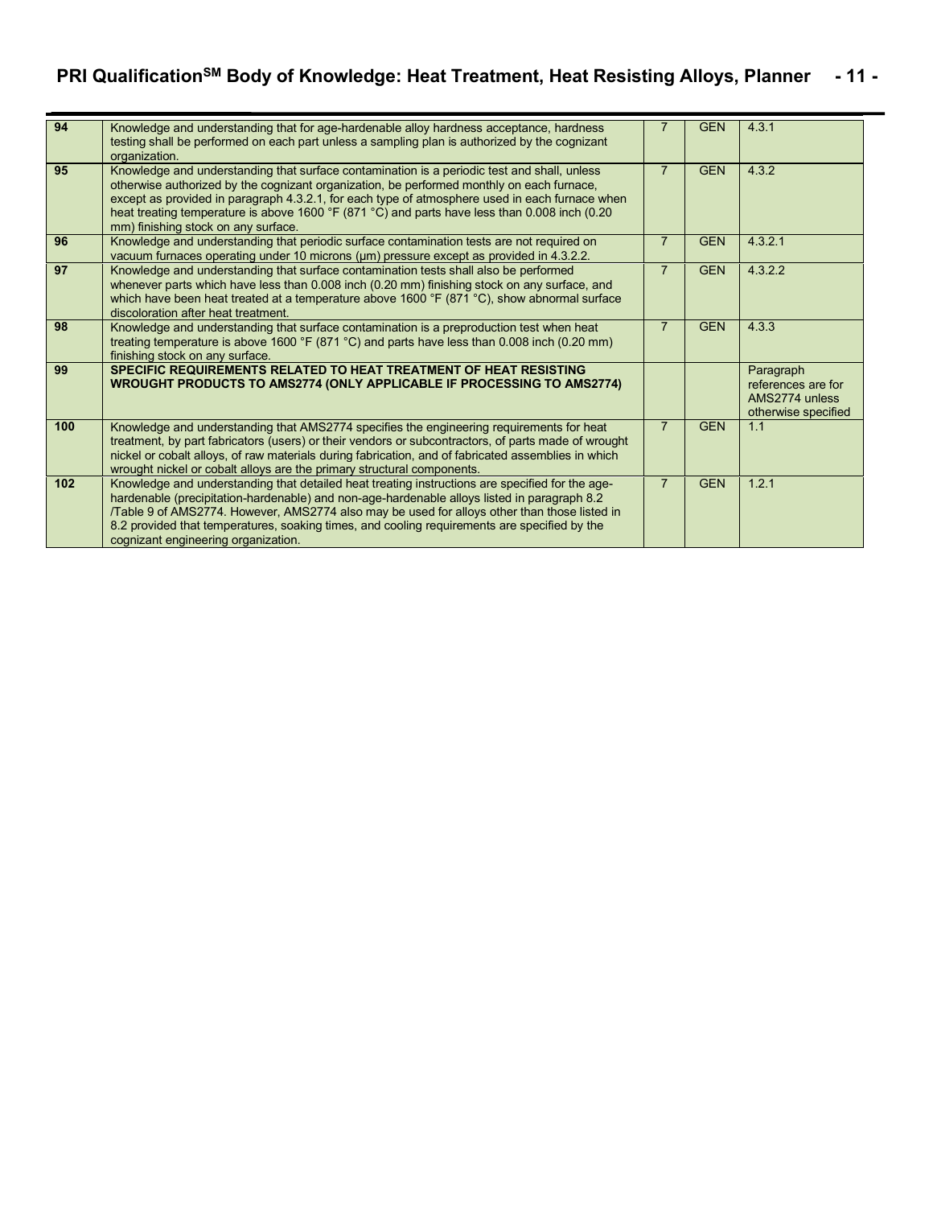| | | | | |
|---|---|---|---|---|
| **94** | Knowledge and understanding that for age-hardenable alloy hardness acceptance, hardness testing shall be performed on each part unless a sampling plan is authorized by the cognizant organization. | 7 | GEN | 4.3.1 |
| **95** | Knowledge and understanding that surface contamination is a periodic test and shall, unless otherwise authorized by the cognizant organization, be performed monthly on each furnace, except as provided in paragraph 4.3.2.1, for each type of atmosphere used in each furnace when heat treating temperature is above 1600 °F (871 °C) and parts have less than 0.008 inch (0.20 mm) finishing stock on any surface. | 7 | GEN | 4.3.2 |
| **96** | Knowledge and understanding that periodic surface contamination tests are not required on vacuum furnaces operating under 10 microns (µm) pressure except as provided in 4.3.2.2. | 7 | GEN | 4.3.2.1 |
| **97** | Knowledge and understanding that surface contamination tests shall also be performed whenever parts which have less than 0.008 inch (0.20 mm) finishing stock on any surface, and which have been heat treated at a temperature above 1600 °F (871 °C), show abnormal surface discoloration after heat treatment. | 7 | GEN | 4.3.2.2 |
| **98** | Knowledge and understanding that surface contamination is a preproduction test when heat treating temperature is above 1600 °F (871 °C) and parts have less than 0.008 inch (0.20 mm) finishing stock on any surface. | 7 | GEN | 4.3.3 |
| **99** | **SPECIFIC REQUIREMENTS RELATED TO HEAT TREATMENT OF HEAT RESISTING WROUGHT PRODUCTS TO AMS2774 (ONLY APPLICABLE IF PROCESSING TO AMS2774)** | | | Paragraph references are for AMS2774 unless otherwise specified |
| **100** | Knowledge and understanding that AMS2774 specifies the engineering requirements for heat treatment, by part fabricators (users) or their vendors or subcontractors, of parts made of wrought nickel or cobalt alloys, of raw materials during fabrication, and of fabricated assemblies in which wrought nickel or cobalt alloys are the primary structural components. | 7 | GEN | 1.1 |
| **102** | Knowledge and understanding that detailed heat treating instructions are specified for the age-hardenable (precipitation-hardenable) and non-age-hardenable alloys listed in paragraph 8.2 /Table 9 of AMS2774. However, AMS2774 also may be used for alloys other than those listed in 8.2 provided that temperatures, soaking times, and cooling requirements are specified by the cognizant engineering organization. | 7 | GEN | 1.2.1 |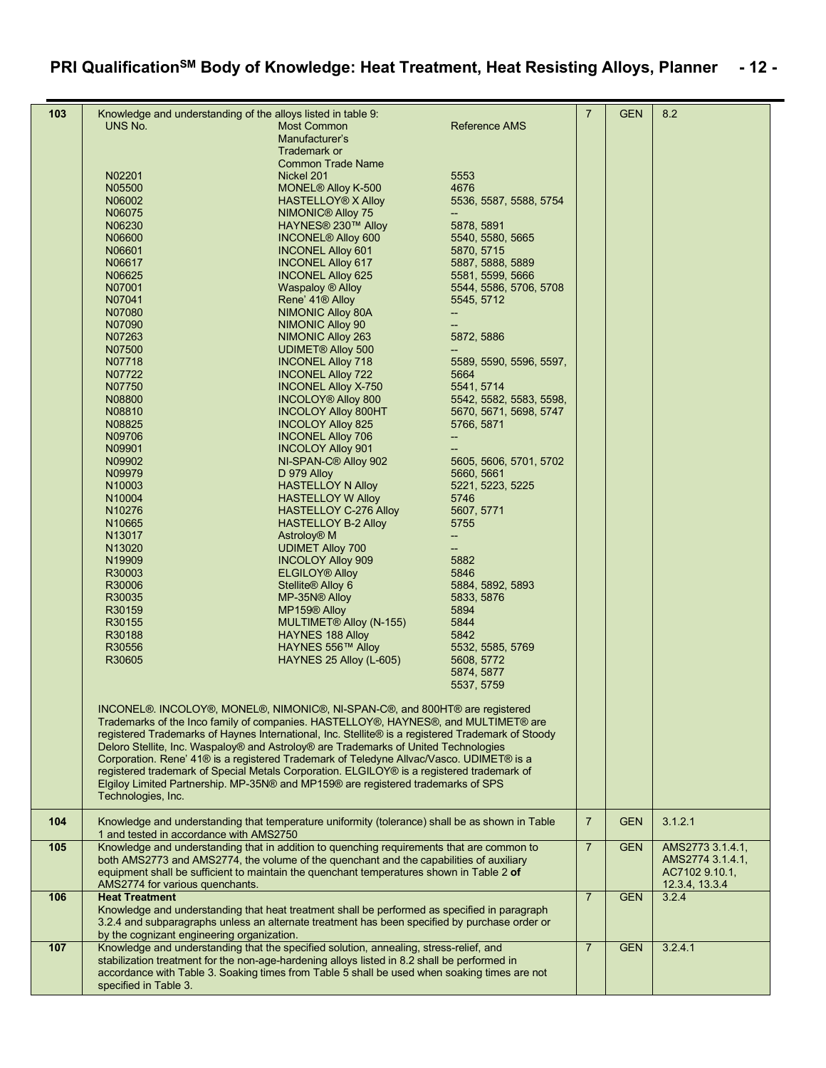| | | | | |
|---|---|---|---|---|
| 103 | Knowledge and understanding of the alloys listed in table 9:<br><br>UNS No. / Most Common Manufacturer's Trademark or Common Trade Name / Reference AMS<br>N02201 / Nickel 201 / 5553<br>N05500 / MONEL® Alloy K-500 / 4676<br>N06002 / HASTELLOY® X Alloy / 5536, 5587, 5588, 5754<br>N06075 / NIMONIC® Alloy 75 / --<br>N06230 / HAYNES® 230™ Alloy / 5878, 5891<br>N06600 / INCONEL® Alloy 600 / 5540, 5580, 5665<br>N06601 / INCONEL Alloy 601 / 5870, 5715<br>N06617 / INCONEL Alloy 617 / 5887, 5888, 5889<br>N06625 / INCONEL Alloy 625 / 5581, 5599, 5666<br>N07001 / Waspaloy ® Alloy / 5544, 5586, 5706, 5708<br>N07041 / Rene' 41® Alloy / 5545, 5712<br>N07080 / NIMONIC Alloy 80A / --<br>N07090 / NIMONIC Alloy 90 / --<br>N07263 / NIMONIC Alloy 263 / 5872, 5886<br>N07500 / UDIMET® Alloy 500 / --<br>N07718 / INCONEL Alloy 718 / 5589, 5590, 5596, 5597,<br>N07722 / INCONEL Alloy 722 / 5664<br>N07750 / INCONEL Alloy X-750 / 5541, 5714<br>N08800 / INCOLOY® Alloy 800 / 5542, 5582, 5583, 5598,<br>N08810 / INCOLOY Alloy 800HT / 5670, 5671, 5698, 5747<br>N08825 / INCOLOY Alloy 825 / 5766, 5871<br>N09706 / INCONEL Alloy 706 / --<br>N09901 / INCOLOY Alloy 901 / --<br>N09902 / NI-SPAN-C® Alloy 902 / 5605, 5606, 5701, 5702<br>N09979 / D 979 Alloy / 5660, 5661<br>N10003 / HASTELLOY N Alloy / 5221, 5223, 5225<br>N10004 / HASTELLOY W Alloy / 5746<br>N10276 / HASTELLOY C-276 Alloy / 5607, 5771<br>N10665 / HASTELLOY B-2 Alloy / 5755<br>N13017 / Astroloy® M / --<br>N13020 / UDIMET Alloy 700 / --<br>N19909 / INCOLOY Alloy 909 / 5882<br>R30003 / ELGILOY® Alloy / 5846<br>R30006 / Stellite® Alloy 6 / 5884, 5892, 5893<br>R30035 / MP-35N® Alloy / 5833, 5876<br>R30159 / MP159® Alloy / 5894<br>R30155 / MULTIMET® Alloy (N-155) / 5844<br>R30188 / HAYNES 188 Alloy / 5842<br>R30556 / HAYNES 556™ Alloy / 5532, 5585, 5769<br>R30605 / HAYNES 25 Alloy (L-605) / 5608, 5772<br>5874, 5877<br>5537, 5759<br><br>INCONEL®. INCOLOY®, MONEL®, NIMONIC®, NI-SPAN-C®, and 800HT® are registered Trademarks of the Inco family of companies. HASTELLOY®, HAYNES®, and MULTIMET® are registered Trademarks of Haynes International, Inc. Stellite® is a registered Trademark of Stoody Deloro Stellite, Inc. Waspaloy® and Astroloy® are Trademarks of United Technologies Corporation. Rene' 41® is a registered Trademark of Teledyne Allvac/Vasco. UDIMET® is a registered trademark of Special Metals Corporation. ELGILOY® is a registered trademark of Elgiloy Limited Partnership. MP-35N® and MP159® are registered trademarks of SPS Technologies, Inc. | 7 | GEN | 8.2 |
| 104 | Knowledge and understanding that temperature uniformity (tolerance) shall be as shown in Table 1 and tested in accordance with AMS2750 | 7 | GEN | 3.1.2.1 |
| 105 | Knowledge and understanding that in addition to quenching requirements that are common to both AMS2773 and AMS2774, the volume of the quenchant and the capabilities of auxiliary equipment shall be sufficient to maintain the quenchant temperatures shown in Table 2 **of** AMS2774 for various quenchants. | 7 | GEN | AMS2773 3.1.4.1, AMS2774 3.1.4.1, AC7102 9.10.1, 12.3.4, 13.3.4 |
| 106 | **Heat Treatment**<br>Knowledge and understanding that heat treatment shall be performed as specified in paragraph 3.2.4 and subparagraphs unless an alternate treatment has been specified by purchase order or by the cognizant engineering organization. | 7 | GEN | 3.2.4 |
| 107 | Knowledge and understanding that the specified solution, annealing, stress-relief, and stabilization treatment for the non-age-hardening alloys listed in 8.2 shall be performed in accordance with Table 3. Soaking times from Table 5 shall be used when soaking times are not specified in Table 3. | 7 | GEN | 3.2.4.1 |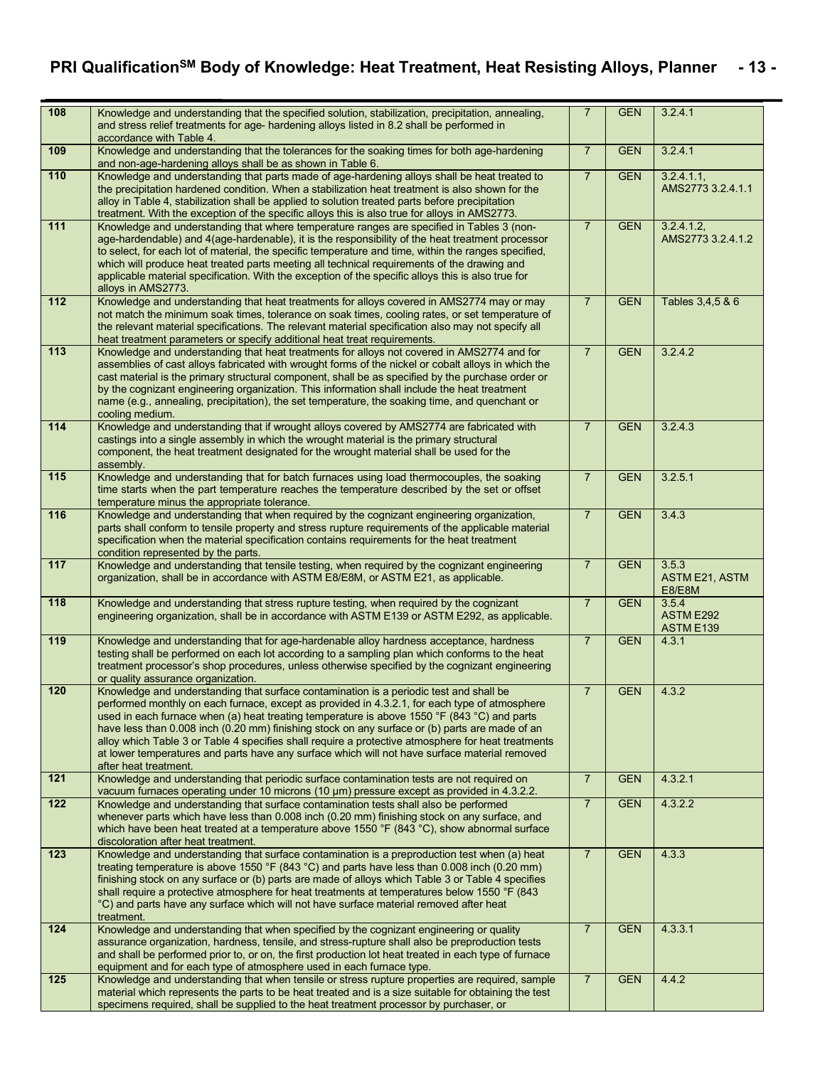| | | | | |
|---|---|---|---|---|
| 108 | Knowledge and understanding that the specified solution, stabilization, precipitation, annealing, and stress relief treatments for age- hardening alloys listed in 8.2 shall be performed in accordance with Table 4. | 7 | GEN | 3.2.4.1 |
| 109 | Knowledge and understanding that the tolerances for the soaking times for both age-hardening and non-age-hardening alloys shall be as shown in Table 6. | 7 | GEN | 3.2.4.1 |
| 110 | Knowledge and understanding that parts made of age-hardening alloys shall be heat treated to the precipitation hardened condition. When a stabilization heat treatment is also shown for the alloy in Table 4, stabilization shall be applied to solution treated parts before precipitation treatment. With the exception of the specific alloys this is also true for alloys in AMS2773. | 7 | GEN | 3.2.4.1.1, AMS2773 3.2.4.1.1 |
| 111 | Knowledge and understanding that where temperature ranges are specified in Tables 3 (non-age-hardendable) and 4(age-hardenable), it is the responsibility of the heat treatment processor to select, for each lot of material, the specific temperature and time, within the ranges specified, which will produce heat treated parts meeting all technical requirements of the drawing and applicable material specification. With the exception of the specific alloys this is also true for alloys in AMS2773. | 7 | GEN | 3.2.4.1.2, AMS2773 3.2.4.1.2 |
| 112 | Knowledge and understanding that heat treatments for alloys covered in AMS2774 may or may not match the minimum soak times, tolerance on soak times, cooling rates, or set temperature of the relevant material specifications. The relevant material specification also may not specify all heat treatment parameters or specify additional heat treat requirements. | 7 | GEN | Tables 3,4,5 & 6 |
| 113 | Knowledge and understanding that heat treatments for alloys not covered in AMS2774 and for assemblies of cast alloys fabricated with wrought forms of the nickel or cobalt alloys in which the cast material is the primary structural component, shall be as specified by the purchase order or by the cognizant engineering organization. This information shall include the heat treatment name (e.g., annealing, precipitation), the set temperature, the soaking time, and quenchant or cooling medium. | 7 | GEN | 3.2.4.2 |
| 114 | Knowledge and understanding that if wrought alloys covered by AMS2774 are fabricated with castings into a single assembly in which the wrought material is the primary structural component, the heat treatment designated for the wrought material shall be used for the assembly. | 7 | GEN | 3.2.4.3 |
| 115 | Knowledge and understanding that for batch furnaces using load thermocouples, the soaking time starts when the part temperature reaches the temperature described by the set or offset temperature minus the appropriate tolerance. | 7 | GEN | 3.2.5.1 |
| 116 | Knowledge and understanding that when required by the cognizant engineering organization, parts shall conform to tensile property and stress rupture requirements of the applicable material specification when the material specification contains requirements for the heat treatment condition represented by the parts. | 7 | GEN | 3.4.3 |
| 117 | Knowledge and understanding that tensile testing, when required by the cognizant engineering organization, shall be in accordance with ASTM E8/E8M, or ASTM E21, as applicable. | 7 | GEN | 3.5.3 ASTM E21, ASTM E8/E8M |
| 118 | Knowledge and understanding that stress rupture testing, when required by the cognizant engineering organization, shall be in accordance with ASTM E139 or ASTM E292, as applicable. | 7 | GEN | 3.5.4 ASTM E292 ASTM E139 |
| 119 | Knowledge and understanding that for age-hardenable alloy hardness acceptance, hardness testing shall be performed on each lot according to a sampling plan which conforms to the heat treatment processor's shop procedures, unless otherwise specified by the cognizant engineering or quality assurance organization. | 7 | GEN | 4.3.1 |
| 120 | Knowledge and understanding that surface contamination is a periodic test and shall be performed monthly on each furnace, except as provided in 4.3.2.1, for each type of atmosphere used in each furnace when (a) heat treating temperature is above 1550 °F (843 °C) and parts have less than 0.008 inch (0.20 mm) finishing stock on any surface or (b) parts are made of an alloy which Table 3 or Table 4 specifies shall require a protective atmosphere for heat treatments at lower temperatures and parts have any surface which will not have surface material removed after heat treatment. | 7 | GEN | 4.3.2 |
| 121 | Knowledge and understanding that periodic surface contamination tests are not required on vacuum furnaces operating under 10 microns (10 µm) pressure except as provided in 4.3.2.2. | 7 | GEN | 4.3.2.1 |
| 122 | Knowledge and understanding that surface contamination tests shall also be performed whenever parts which have less than 0.008 inch (0.20 mm) finishing stock on any surface, and which have been heat treated at a temperature above 1550 °F (843 °C), show abnormal surface discoloration after heat treatment. | 7 | GEN | 4.3.2.2 |
| 123 | Knowledge and understanding that surface contamination is a preproduction test when (a) heat treating temperature is above 1550 °F (843 °C) and parts have less than 0.008 inch (0.20 mm) finishing stock on any surface or (b) parts are made of alloys which Table 3 or Table 4 specifies shall require a protective atmosphere for heat treatments at temperatures below 1550 °F (843 °C) and parts have any surface which will not have surface material removed after heat treatment. | 7 | GEN | 4.3.3 |
| 124 | Knowledge and understanding that when specified by the cognizant engineering or quality assurance organization, hardness, tensile, and stress-rupture shall also be preproduction tests and shall be performed prior to, or on, the first production lot heat treated in each type of furnace equipment and for each type of atmosphere used in each furnace type. | 7 | GEN | 4.3.3.1 |
| 125 | Knowledge and understanding that when tensile or stress rupture properties are required, sample material which represents the parts to be heat treated and is a size suitable for obtaining the test specimens required, shall be supplied to the heat treatment processor by purchaser, or | 7 | GEN | 4.4.2 |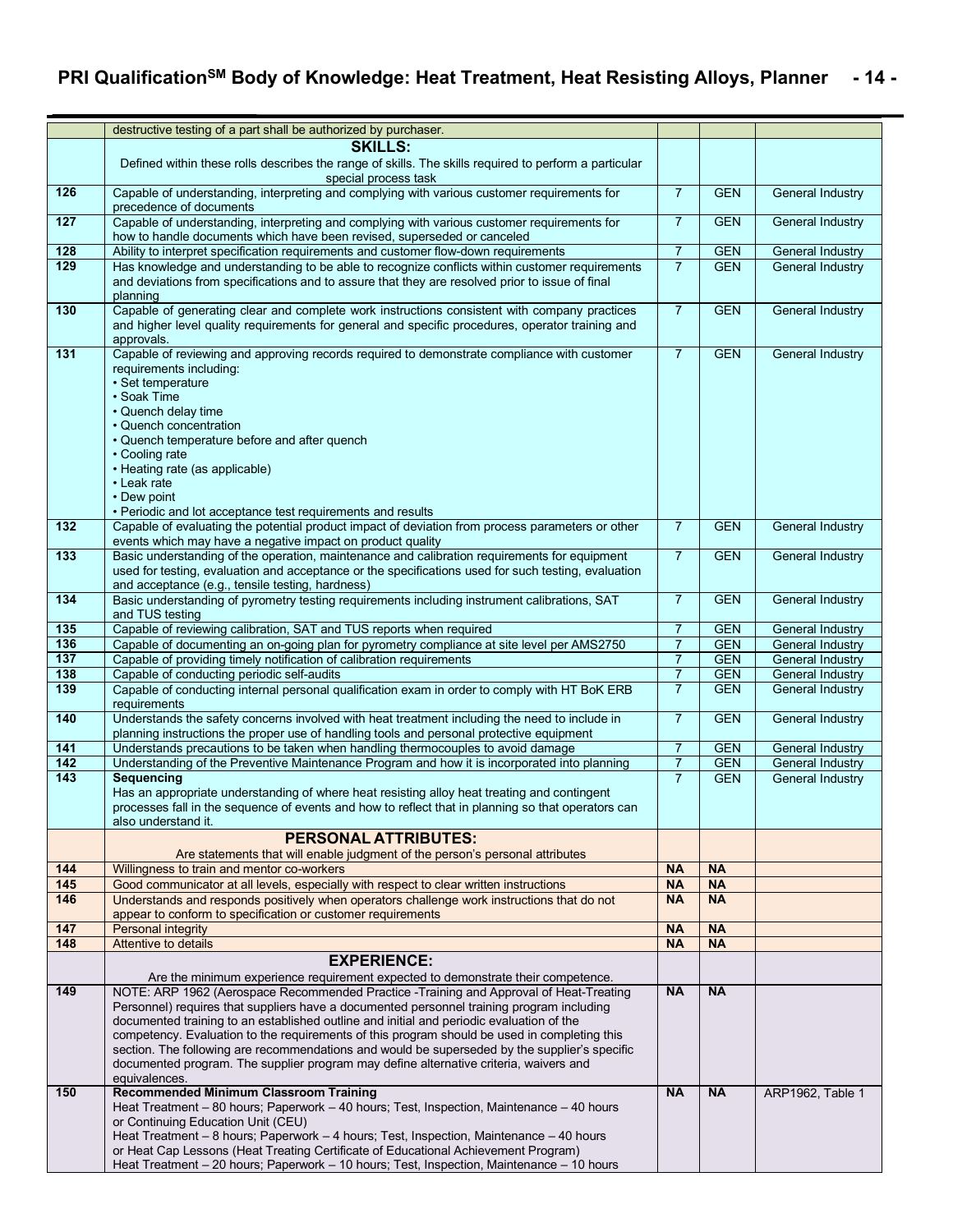| | | | | |
|---|---|---|---|---|
| | destructive testing of a part shall be authorized by purchaser. | | | |
| | **SKILLS:** Defined within these rolls describes the range of skills. The skills required to perform a particular special process task | | | |
| 126 | Capable of understanding, interpreting and complying with various customer requirements for precedence of documents | 7 | GEN | General Industry |
| 127 | Capable of understanding, interpreting and complying with various customer requirements for how to handle documents which have been revised, superseded or canceled | 7 | GEN | General Industry |
| 128 | Ability to interpret specification requirements and customer flow-down requirements | 7 | GEN | General Industry |
| 129 | Has knowledge and understanding to be able to recognize conflicts within customer requirements and deviations from specifications and to assure that they are resolved prior to issue of final planning | 7 | GEN | General Industry |
| 130 | Capable of generating clear and complete work instructions consistent with company practices and higher level quality requirements for general and specific procedures, operator training and approvals. | 7 | GEN | General Industry |
| 131 | Capable of reviewing and approving records required to demonstrate compliance with customer requirements including:<br>• Set temperature<br>• Soak Time<br>• Quench delay time<br>• Quench concentration<br>• Quench temperature before and after quench<br>• Cooling rate<br>• Heating rate (as applicable)<br>• Leak rate<br>• Dew point<br>• Periodic and lot acceptance test requirements and results | 7 | GEN | General Industry |
| 132 | Capable of evaluating the potential product impact of deviation from process parameters or other events which may have a negative impact on product quality | 7 | GEN | General Industry |
| 133 | Basic understanding of the operation, maintenance and calibration requirements for equipment used for testing, evaluation and acceptance or the specifications used for such testing, evaluation and acceptance (e.g., tensile testing, hardness) | 7 | GEN | General Industry |
| 134 | Basic understanding of pyrometry testing requirements including instrument calibrations, SAT and TUS testing | 7 | GEN | General Industry |
| 135 | Capable of reviewing calibration, SAT and TUS reports when required | 7 | GEN | General Industry |
| 136 | Capable of documenting an on-going plan for pyrometry compliance at site level per AMS2750 | 7 | GEN | General Industry |
| 137 | Capable of providing timely notification of calibration requirements | 7 | GEN | General Industry |
| 138 | Capable of conducting periodic self-audits | 7 | GEN | General Industry |
| 139 | Capable of conducting internal personal qualification exam in order to comply with HT BoK ERB requirements | 7 | GEN | General Industry |
| 140 | Understands the safety concerns involved with heat treatment including the need to include in planning instructions the proper use of handling tools and personal protective equipment | 7 | GEN | General Industry |
| 141 | Understands precautions to be taken when handling thermocouples to avoid damage | 7 | GEN | General Industry |
| 142 | Understanding of the Preventive Maintenance Program and how it is incorporated into planning | 7 | GEN | General Industry |
| 143 | **Sequencing**<br>Has an appropriate understanding of where heat resisting alloy heat treating and contingent processes fall in the sequence of events and how to reflect that in planning so that operators can also understand it. | 7 | GEN | General Industry |
| | **PERSONAL ATTRIBUTES:** Are statements that will enable judgment of the person's personal attributes | | | |
| 144 | Willingness to train and mentor co-workers | **NA** | **NA** | |
| 145 | Good communicator at all levels, especially with respect to clear written instructions | **NA** | **NA** | |
| 146 | Understands and responds positively when operators challenge work instructions that do not appear to conform to specification or customer requirements | **NA** | **NA** | |
| 147 | Personal integrity | **NA** | **NA** | |
| 148 | Attentive to details | **NA** | **NA** | |
| | **EXPERIENCE:** Are the minimum experience requirement expected to demonstrate their competence. | | | |
| 149 | NOTE: ARP 1962 (Aerospace Recommended Practice -Training and Approval of Heat-Treating Personnel) requires that suppliers have a documented personnel training program including documented training to an established outline and initial and periodic evaluation of the competency. Evaluation to the requirements of this program should be used in completing this section. The following are recommendations and would be superseded by the supplier's specific documented program. The supplier program may define alternative criteria, waivers and equivalences. | **NA** | **NA** | |
| 150 | **Recommended Minimum Classroom Training**<br>Heat Treatment – 80 hours; Paperwork – 40 hours; Test, Inspection, Maintenance – 40 hours or Continuing Education Unit (CEU)<br>Heat Treatment – 8 hours; Paperwork – 4 hours; Test, Inspection, Maintenance – 40 hours or Heat Cap Lessons (Heat Treating Certificate of Educational Achievement Program)<br>Heat Treatment – 20 hours; Paperwork – 10 hours; Test, Inspection, Maintenance – 10 hours | **NA** | **NA** | ARP1962, Table 1 |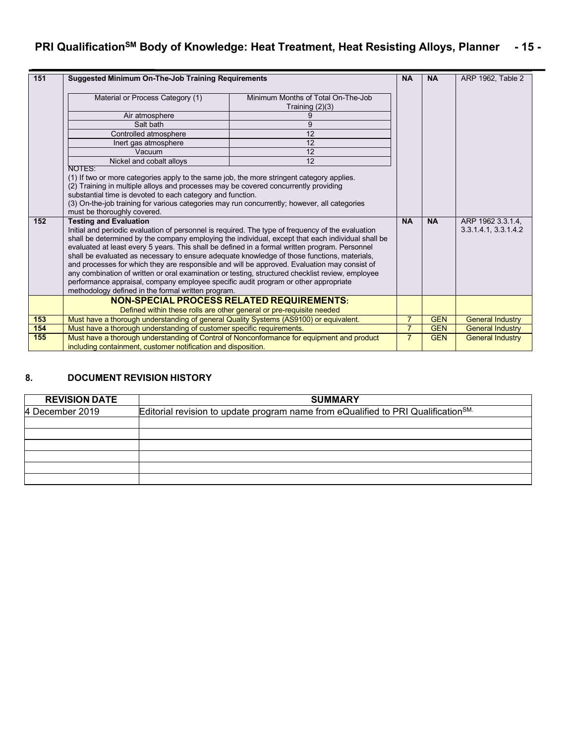| | | | | |
|---|---|---|---|---|
| 151 | **Suggested Minimum On-The-Job Training Requirements**<br><br>Material or Process Category (1) — Minimum Months of Total On-The-Job Training (2)(3)<br>Air atmosphere — 9<br>Salt bath — 9<br>Controlled atmosphere — 12<br>Inert gas atmosphere — 12<br>Vacuum — 12<br>Nickel and cobalt alloys — 12<br><br>NOTES:<br>(1) If two or more categories apply to the same job, the more stringent category applies.<br>(2) Training in multiple alloys and processes may be covered concurrently providing substantial time is devoted to each category and function.<br>(3) On-the-job training for various categories may run concurrently; however, all categories must be thoroughly covered. | **NA** | **NA** | ARP 1962, Table 2 |
| 152 | **Testing and Evaluation**<br>Initial and periodic evaluation of personnel is required. The type of frequency of the evaluation shall be determined by the company employing the individual, except that each individual shall be evaluated at least every 5 years. This shall be defined in a formal written program. Personnel shall be evaluated as necessary to ensure adequate knowledge of those functions, materials, and processes for which they are responsible and will be approved. Evaluation may consist of any combination of written or oral examination or testing, structured checklist review, employee performance appraisal, company employee specific audit program or other appropriate methodology defined in the formal written program. | **NA** | **NA** | ARP 1962 3.3.1.4, 3.3.1.4.1, 3.3.1.4.2 |
| | **NON-SPECIAL PROCESS RELATED REQUIREMENTS:**<br>Defined within these rolls are other general or pre-requisite needed | | | |
| 153 | Must have a thorough understanding of general Quality Systems (AS9100) or equivalent. | 7 | GEN | General Industry |
| 154 | Must have a thorough understanding of customer specific requirements. | 7 | GEN | General Industry |
| 155 | Must have a thorough understanding of Control of Nonconformance for equipment and product including containment, customer notification and disposition. | 7 | GEN | General Industry |

## 8. DOCUMENT REVISION HISTORY

| REVISION DATE | SUMMARY |
|---|---|
| 4 December 2019 | Editorial revision to update program name from eQualified to PRI Qualification[SM]. |
| | |
| | |
| | |
| | |
| | |
| | |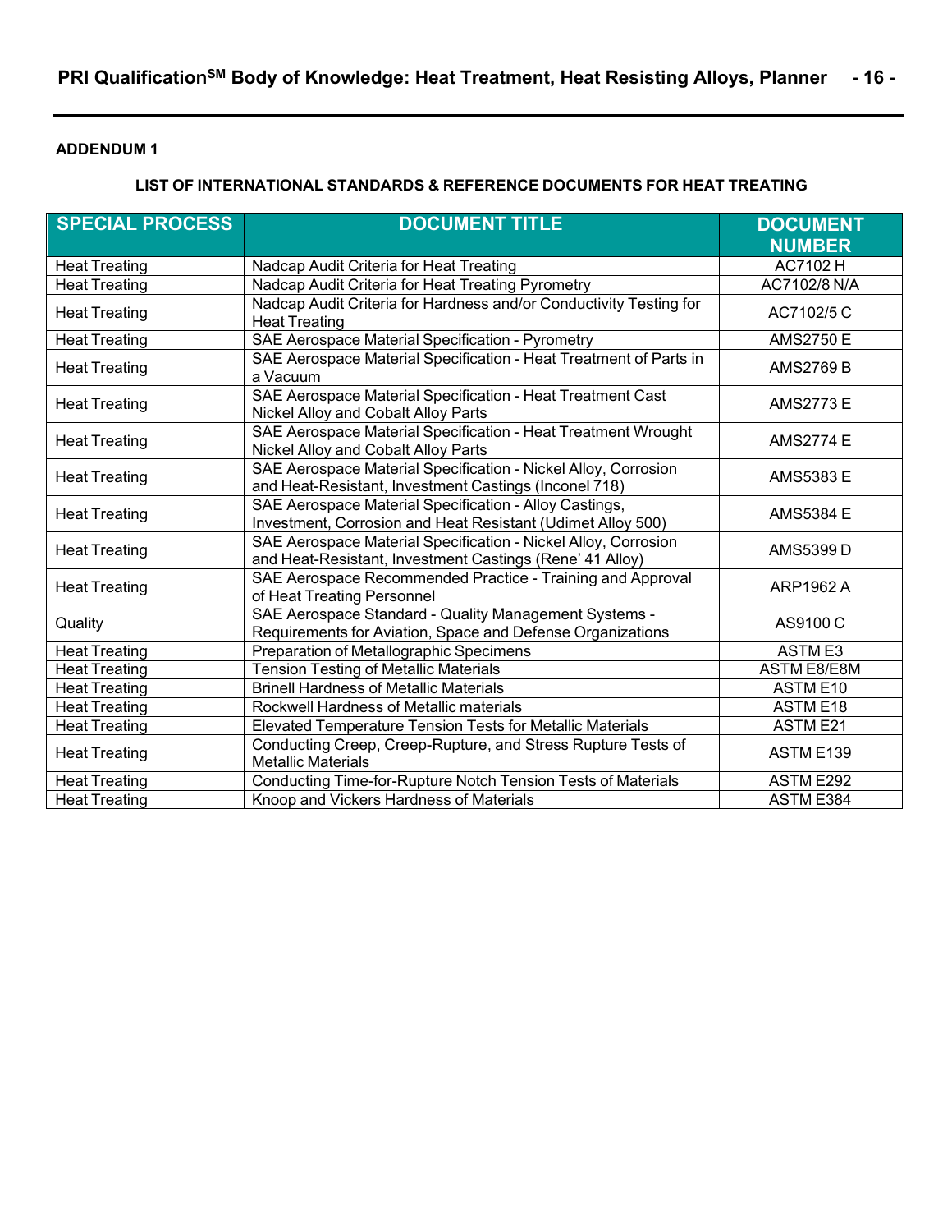**ADDENDUM 1**

**LIST OF INTERNATIONAL STANDARDS & REFERENCE DOCUMENTS FOR HEAT TREATING**

| SPECIAL PROCESS | DOCUMENT TITLE | DOCUMENT NUMBER |
|---|---|---|
| Heat Treating | Nadcap Audit Criteria for Heat Treating | AC7102 H |
| Heat Treating | Nadcap Audit Criteria for Heat Treating Pyrometry | AC7102/8 N/A |
| Heat Treating | Nadcap Audit Criteria for Hardness and/or Conductivity Testing for Heat Treating | AC7102/5 C |
| Heat Treating | SAE Aerospace Material Specification - Pyrometry | AMS2750 E |
| Heat Treating | SAE Aerospace Material Specification - Heat Treatment of Parts in a Vacuum | AMS2769 B |
| Heat Treating | SAE Aerospace Material Specification - Heat Treatment Cast Nickel Alloy and Cobalt Alloy Parts | AMS2773 E |
| Heat Treating | SAE Aerospace Material Specification - Heat Treatment Wrought Nickel Alloy and Cobalt Alloy Parts | AMS2774 E |
| Heat Treating | SAE Aerospace Material Specification - Nickel Alloy, Corrosion and Heat-Resistant, Investment Castings (Inconel 718) | AMS5383 E |
| Heat Treating | SAE Aerospace Material Specification - Alloy Castings, Investment, Corrosion and Heat Resistant (Udimet Alloy 500) | AMS5384 E |
| Heat Treating | SAE Aerospace Material Specification - Nickel Alloy, Corrosion and Heat-Resistant, Investment Castings (Rene' 41 Alloy) | AMS5399 D |
| Heat Treating | SAE Aerospace Recommended Practice - Training and Approval of Heat Treating Personnel | ARP1962 A |
| Quality | SAE Aerospace Standard - Quality Management Systems - Requirements for Aviation, Space and Defense Organizations | AS9100 C |
| Heat Treating | Preparation of Metallographic Specimens | ASTM E3 |
| Heat Treating | Tension Testing of Metallic Materials | ASTM E8/E8M |
| Heat Treating | Brinell Hardness of Metallic Materials | ASTM E10 |
| Heat Treating | Rockwell Hardness of Metallic materials | ASTM E18 |
| Heat Treating | Elevated Temperature Tension Tests for Metallic Materials | ASTM E21 |
| Heat Treating | Conducting Creep, Creep-Rupture, and Stress Rupture Tests of Metallic Materials | ASTM E139 |
| Heat Treating | Conducting Time-for-Rupture Notch Tension Tests of Materials | ASTM E292 |
| Heat Treating | Knoop and Vickers Hardness of Materials | ASTM E384 |